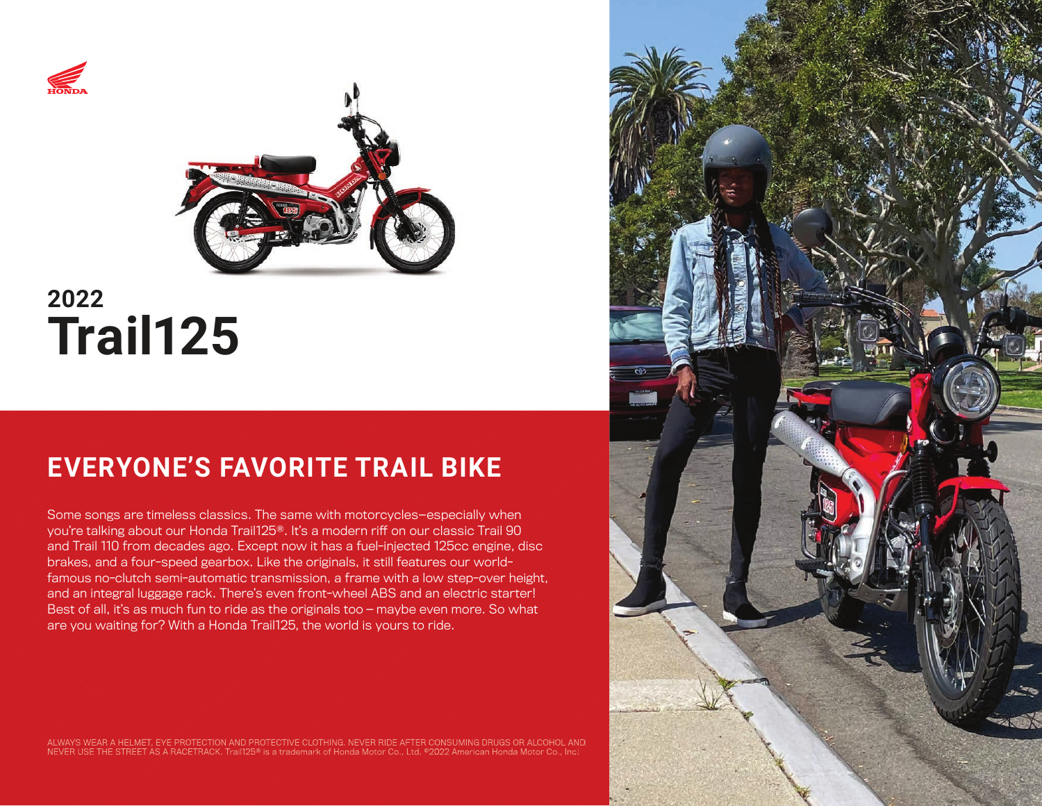# 2022 Trail125

## EVERYONE'S FAVORITE TRAIL BIKE

Some songs are timeless classics. The same with motorcycles—especially when you're talking about our Honda Trail125®. It's a modern riff on our classic Trail 90 and Trail 110 from decades ago. Except now it has a fuel-injected 125cc engine, disc brakes, and a four-speed gearbox. Like the originals, it still features our world-famous no-clutch semi-automatic transmission, a frame with a low step-over height, and an integral luggage rack. There's even front-wheel ABS and an electric starter! Best of all, it's as much fun to ride as the originals too – maybe even more. So what are you waiting for? With a Honda Trail125, the world is yours to ride.

ALWAYS WEAR A HELMET, EYE PROTECTION AND PROTECTIVE CLOTHING. NEVER RIDE AFTER CONSUMING DRUGS OR ALCOHOL AND NEVER USE THE STREET AS A RACETRACK. Trail125® is a trademark of Honda Motor Co., Ltd. ©2022 American Honda Motor Co., Inc.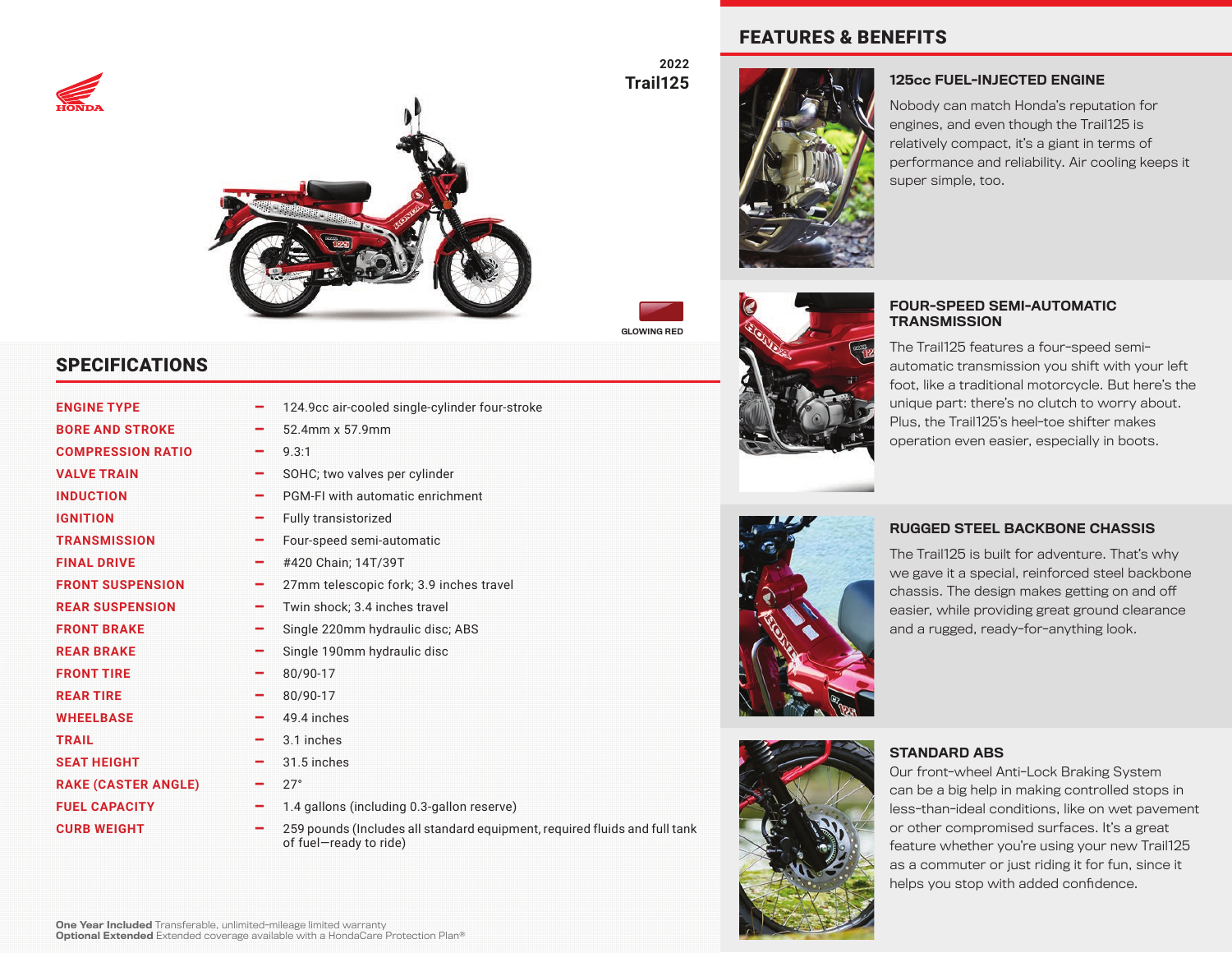2022

# Trail125

GLOWING RED

## SPECIFICATIONS

| | |
|---|---|
| ENGINE TYPE | 124.9cc air-cooled single-cylinder four-stroke |
| BORE AND STROKE | 52.4mm x 57.9mm |
| COMPRESSION RATIO | 9.3:1 |
| VALVE TRAIN | SOHC; two valves per cylinder |
| INDUCTION | PGM-FI with automatic enrichment |
| IGNITION | Fully transistorized |
| TRANSMISSION | Four-speed semi-automatic |
| FINAL DRIVE | #420 Chain; 14T/39T |
| FRONT SUSPENSION | 27mm telescopic fork; 3.9 inches travel |
| REAR SUSPENSION | Twin shock; 3.4 inches travel |
| FRONT BRAKE | Single 220mm hydraulic disc; ABS |
| REAR BRAKE | Single 190mm hydraulic disc |
| FRONT TIRE | 80/90-17 |
| REAR TIRE | 80/90-17 |
| WHEELBASE | 49.4 inches |
| TRAIL | 3.1 inches |
| SEAT HEIGHT | 31.5 inches |
| RAKE (CASTER ANGLE) | 27° |
| FUEL CAPACITY | 1.4 gallons (including 0.3-gallon reserve) |
| CURB WEIGHT | 259 pounds (Includes all standard equipment, required fluids and full tank of fuel—ready to ride) |

**One Year Included** Transferable, unlimited-mileage limited warranty
**Optional Extended** Extended coverage available with a HondaCare Protection Plan®

## FEATURES & BENEFITS

### 125cc FUEL-INJECTED ENGINE

Nobody can match Honda's reputation for engines, and even though the Trail125 is relatively compact, it's a giant in terms of performance and reliability. Air cooling keeps it super simple, too.

### FOUR-SPEED SEMI-AUTOMATIC TRANSMISSION

The Trail125 features a four-speed semi-automatic transmission you shift with your left foot, like a traditional motorcycle. But here's the unique part: there's no clutch to worry about. Plus, the Trail125's heel-toe shifter makes operation even easier, especially in boots.

### RUGGED STEEL BACKBONE CHASSIS

The Trail125 is built for adventure. That's why we gave it a special, reinforced steel backbone chassis. The design makes getting on and off easier, while providing great ground clearance and a rugged, ready-for-anything look.

### STANDARD ABS

Our front-wheel Anti-Lock Braking System can be a big help in making controlled stops in less-than-ideal conditions, like on wet pavement or other compromised surfaces. It's a great feature whether you're using your new Trail125 as a commuter or just riding it for fun, since it helps you stop with added confidence.